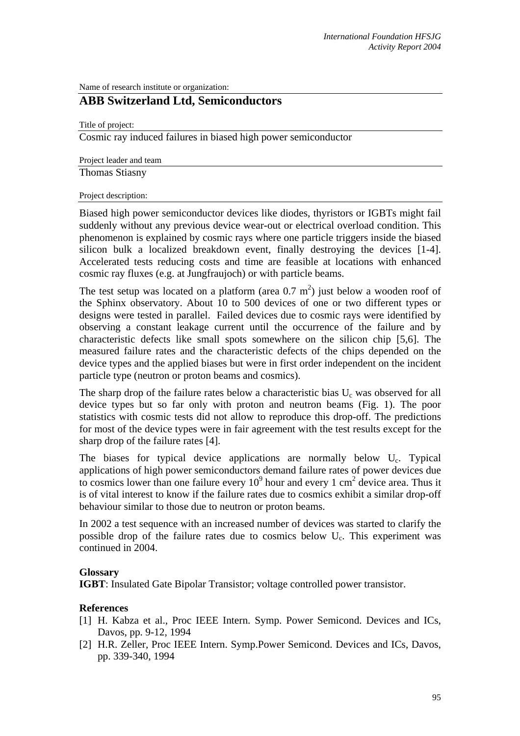Name of research institute or organization:

## ABB Switzerland Ltd, Semiconductors

Title of project:

Cosmic ray induced failures in biased high power semiconductor

Project leader and team

Thomas Stiasny

Project description:

Biased high power semiconductor devices like diodes, thyristors or IGBTs might fail suddenly without any previous device wear-out or electrical overload condition. This phenomenon is explained by cosmic rays where one particle triggers inside the biased silicon bulk a localized breakdown event, finally destroying the devices [1-4]. Accelerated tests reducing costs and time are feasible at locations with enhanced cosmic ray fluxes (e.g. at Jungfraujoch) or with particle beams.

The test setup was located on a platform (area 0.7 $m^2$) just below a wooden roof of the Sphinx observatory. About 10 to 500 devices of one or two different types or designs were tested in parallel. Failed devices due to cosmic rays were identified by observing a constant leakage current until the occurrence of the failure and by characteristic defects like small spots somewhere on the silicon chip [5,6]. The measured failure rates and the characteristic defects of the chips depended on the device types and the applied biases but were in first order independent on the incident particle type (neutron or proton beams and cosmics).

The sharp drop of the failure rates below a characteristic bias $U_c$ was observed for all device types but so far only with proton and neutron beams (Fig. 1). The poor statistics with cosmic tests did not allow to reproduce this drop-off. The predictions for most of the device types were in fair agreement with the test results except for the sharp drop of the failure rates [4].

The biases for typical device applications are normally below $U_c$. Typical applications of high power semiconductors demand failure rates of power devices due to cosmics lower than one failure every $10^9$ hour and every 1 $cm^2$ device area. Thus it is of vital interest to know if the failure rates due to cosmics exhibit a similar drop-off behaviour similar to those due to neutron or proton beams.

In 2002 a test sequence with an increased number of devices was started to clarify the possible drop of the failure rates due to cosmics below $U_c$. This experiment was continued in 2004.

**Glossary**

**IGBT**: Insulated Gate Bipolar Transistor; voltage controlled power transistor.

**References**

[1] H. Kabza et al., Proc IEEE Intern. Symp. Power Semicond. Devices and ICs, Davos, pp. 9-12, 1994

[2] H.R. Zeller, Proc IEEE Intern. Symp.Power Semicond. Devices and ICs, Davos, pp. 339-340, 1994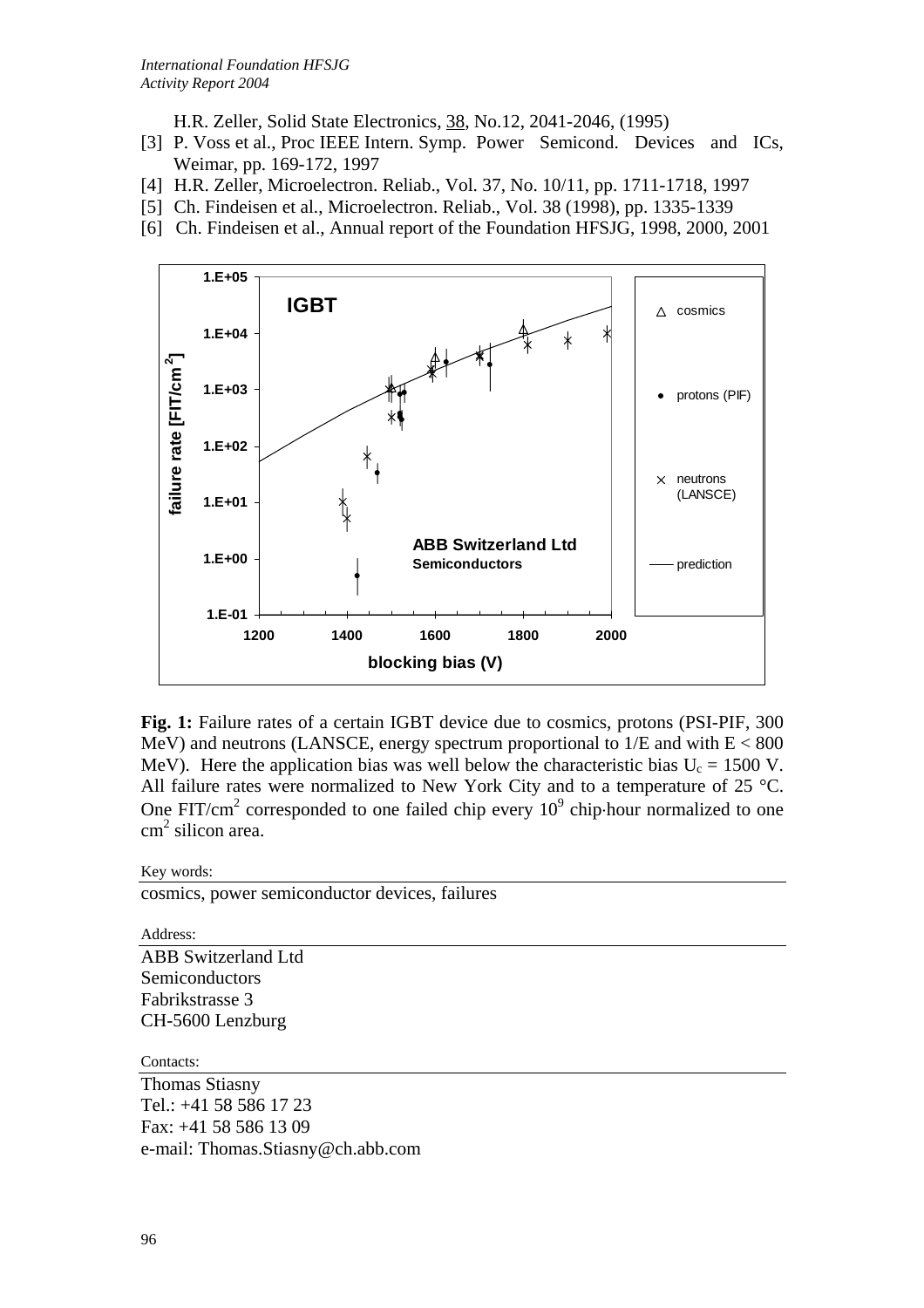H.R. Zeller, Solid State Electronics, 38, No.12, 2041-2046, (1995)

[3] P. Voss et al., Proc IEEE Intern. Symp. Power Semicond. Devices and ICs, Weimar, pp. 169-172, 1997

[4] H.R. Zeller, Microelectron. Reliab., Vol. 37, No. 10/11, pp. 1711-1718, 1997

[5] Ch. Findeisen et al., Microelectron. Reliab., Vol. 38 (1998), pp. 1335-1339

[6] Ch. Findeisen et al., Annual report of the Foundation HFSJG, 1998, 2000, 2001

IGBT

failure rate [FIT/cm²]

1.E+05
1.E+04
1.E+03
1.E+02
1.E+01
1.E+00
1.E-01

1200 1400 1600 1800 2000

blocking bias (V)

ABB Switzerland Ltd
Semiconductors

cosmics
protons (PIF)
neutrons (LANSCE)
prediction

**Fig. 1:** Failure rates of a certain IGBT device due to cosmics, protons (PSI-PIF, 300 MeV) and neutrons (LANSCE, energy spectrum proportional to 1/E and with E < 800 MeV). Here the application bias was well below the characteristic bias $U_c = 1500$ V. All failure rates were normalized to New York City and to a temperature of 25 °C. One FIT/cm$^2$ corresponded to one failed chip every $10^9$ chip·hour normalized to one cm$^2$ silicon area.

Key words:

cosmics, power semiconductor devices, failures

Address:

ABB Switzerland Ltd
Semiconductors
Fabrikstrasse 3
CH-5600 Lenzburg

Contacts:

Thomas Stiasny
Tel.: +41 58 586 17 23
Fax: +41 58 586 13 09
e-mail: Thomas.Stiasny@ch.abb.com